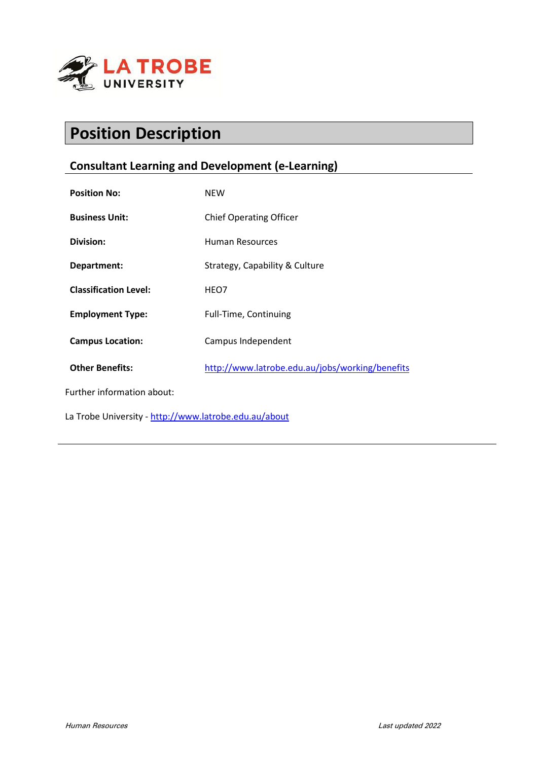LA TROBE UNIVERSITY

# Position Description

## Consultant Learning and Development (e-Learning)

| | |
|---|---|
| **Position No:** | NEW |
| **Business Unit:** | Chief Operating Officer |
| **Division:** | Human Resources |
| **Department:** | Strategy, Capability & Culture |
| **Classification Level:** | HEO7 |
| **Employment Type:** | Full-Time, Continuing |
| **Campus Location:** | Campus Independent |
| **Other Benefits:** | http://www.latrobe.edu.au/jobs/working/benefits |

Further information about:

La Trobe University - http://www.latrobe.edu.au/about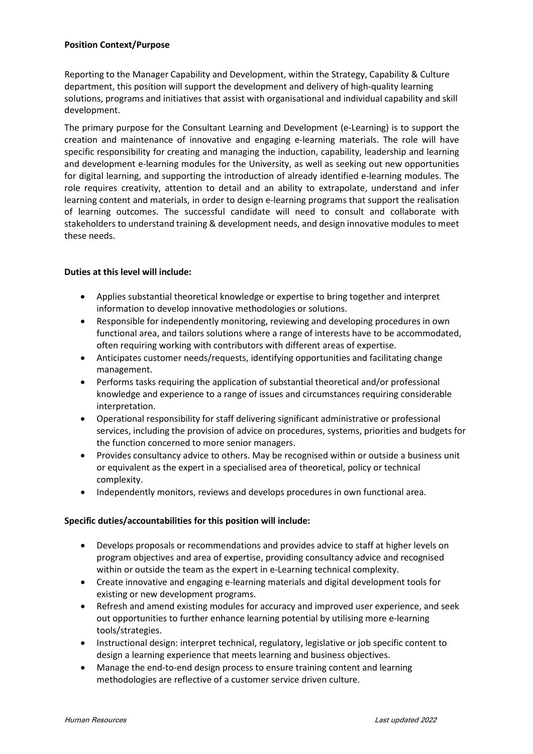**Position Context/Purpose**

Reporting to the Manager Capability and Development, within the Strategy, Capability & Culture department, this position will support the development and delivery of high-quality learning solutions, programs and initiatives that assist with organisational and individual capability and skill development.

The primary purpose for the Consultant Learning and Development (e-Learning) is to support the creation and maintenance of innovative and engaging e-learning materials. The role will have specific responsibility for creating and managing the induction, capability, leadership and learning and development e-learning modules for the University, as well as seeking out new opportunities for digital learning, and supporting the introduction of already identified e-learning modules. The role requires creativity, attention to detail and an ability to extrapolate, understand and infer learning content and materials, in order to design e-learning programs that support the realisation of learning outcomes. The successful candidate will need to consult and collaborate with stakeholders to understand training & development needs, and design innovative modules to meet these needs.

**Duties at this level will include:**

- Applies substantial theoretical knowledge or expertise to bring together and interpret information to develop innovative methodologies or solutions.
- Responsible for independently monitoring, reviewing and developing procedures in own functional area, and tailors solutions where a range of interests have to be accommodated, often requiring working with contributors with different areas of expertise.
- Anticipates customer needs/requests, identifying opportunities and facilitating change management.
- Performs tasks requiring the application of substantial theoretical and/or professional knowledge and experience to a range of issues and circumstances requiring considerable interpretation.
- Operational responsibility for staff delivering significant administrative or professional services, including the provision of advice on procedures, systems, priorities and budgets for the function concerned to more senior managers.
- Provides consultancy advice to others. May be recognised within or outside a business unit or equivalent as the expert in a specialised area of theoretical, policy or technical complexity.
- Independently monitors, reviews and develops procedures in own functional area.

**Specific duties/accountabilities for this position will include:**

- Develops proposals or recommendations and provides advice to staff at higher levels on program objectives and area of expertise, providing consultancy advice and recognised within or outside the team as the expert in e-Learning technical complexity.
- Create innovative and engaging e-learning materials and digital development tools for existing or new development programs.
- Refresh and amend existing modules for accuracy and improved user experience, and seek out opportunities to further enhance learning potential by utilising more e-learning tools/strategies.
- Instructional design: interpret technical, regulatory, legislative or job specific content to design a learning experience that meets learning and business objectives.
- Manage the end-to-end design process to ensure training content and learning methodologies are reflective of a customer service driven culture.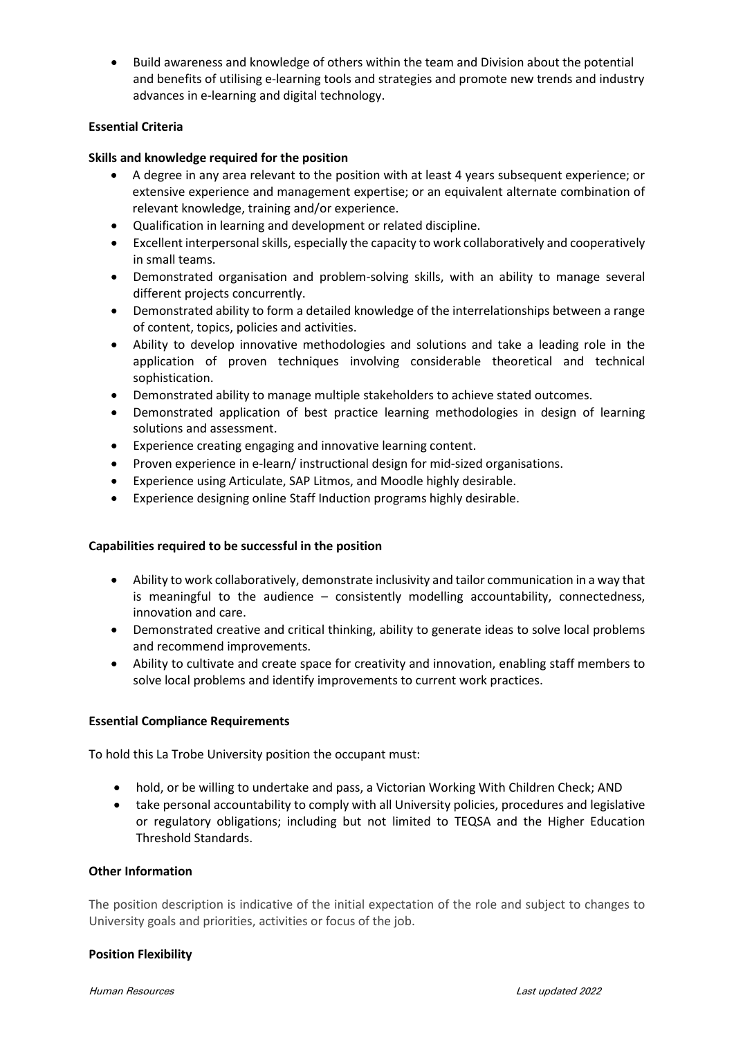- Build awareness and knowledge of others within the team and Division about the potential and benefits of utilising e-learning tools and strategies and promote new trends and industry advances in e-learning and digital technology.

**Essential Criteria**

**Skills and knowledge required for the position**

- A degree in any area relevant to the position with at least 4 years subsequent experience; or extensive experience and management expertise; or an equivalent alternate combination of relevant knowledge, training and/or experience.
- Qualification in learning and development or related discipline.
- Excellent interpersonal skills, especially the capacity to work collaboratively and cooperatively in small teams.
- Demonstrated organisation and problem-solving skills, with an ability to manage several different projects concurrently.
- Demonstrated ability to form a detailed knowledge of the interrelationships between a range of content, topics, policies and activities.
- Ability to develop innovative methodologies and solutions and take a leading role in the application of proven techniques involving considerable theoretical and technical sophistication.
- Demonstrated ability to manage multiple stakeholders to achieve stated outcomes.
- Demonstrated application of best practice learning methodologies in design of learning solutions and assessment.
- Experience creating engaging and innovative learning content.
- Proven experience in e-learn/ instructional design for mid-sized organisations.
- Experience using Articulate, SAP Litmos, and Moodle highly desirable.
- Experience designing online Staff Induction programs highly desirable.

**Capabilities required to be successful in the position**

- Ability to work collaboratively, demonstrate inclusivity and tailor communication in a way that is meaningful to the audience – consistently modelling accountability, connectedness, innovation and care.
- Demonstrated creative and critical thinking, ability to generate ideas to solve local problems and recommend improvements.
- Ability to cultivate and create space for creativity and innovation, enabling staff members to solve local problems and identify improvements to current work practices.

**Essential Compliance Requirements**

To hold this La Trobe University position the occupant must:

- hold, or be willing to undertake and pass, a Victorian Working With Children Check; AND
- take personal accountability to comply with all University policies, procedures and legislative or regulatory obligations; including but not limited to TEQSA and the Higher Education Threshold Standards.

**Other Information**

The position description is indicative of the initial expectation of the role and subject to changes to University goals and priorities, activities or focus of the job.

**Position Flexibility**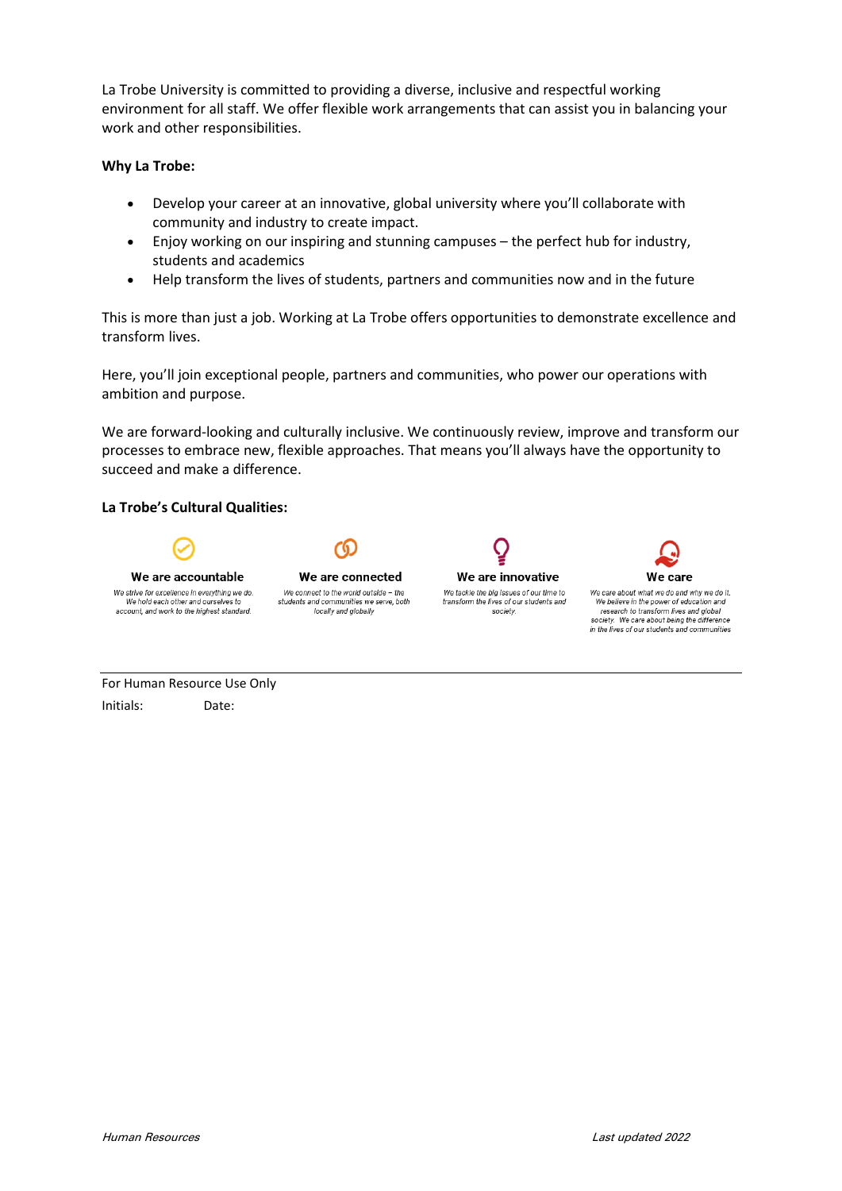La Trobe University is committed to providing a diverse, inclusive and respectful working environment for all staff. We offer flexible work arrangements that can assist you in balancing your work and other responsibilities.

**Why La Trobe:**

- Develop your career at an innovative, global university where you'll collaborate with community and industry to create impact.
- Enjoy working on our inspiring and stunning campuses – the perfect hub for industry, students and academics
- Help transform the lives of students, partners and communities now and in the future

This is more than just a job. Working at La Trobe offers opportunities to demonstrate excellence and transform lives.

Here, you'll join exceptional people, partners and communities, who power our operations with ambition and purpose.

We are forward-looking and culturally inclusive. We continuously review, improve and transform our processes to embrace new, flexible approaches. That means you'll always have the opportunity to succeed and make a difference.

**La Trobe's Cultural Qualities:**

**We are accountable**

*We strive for excellence in everything we do. We hold each other and ourselves to account, and work to the highest standard.*

**We are connected**

*We connect to the world outside – the students and communities we serve, both locally and globally*

**We are innovative**

*We tackle the big issues of our time to transform the lives of our students and society.*

**We care**

*We care about what we do and why we do it. We believe in the power of education and research to transform lives and global society. We care about being the difference in the lives of our students and communities*

---

For Human Resource Use Only

Initials: Date: